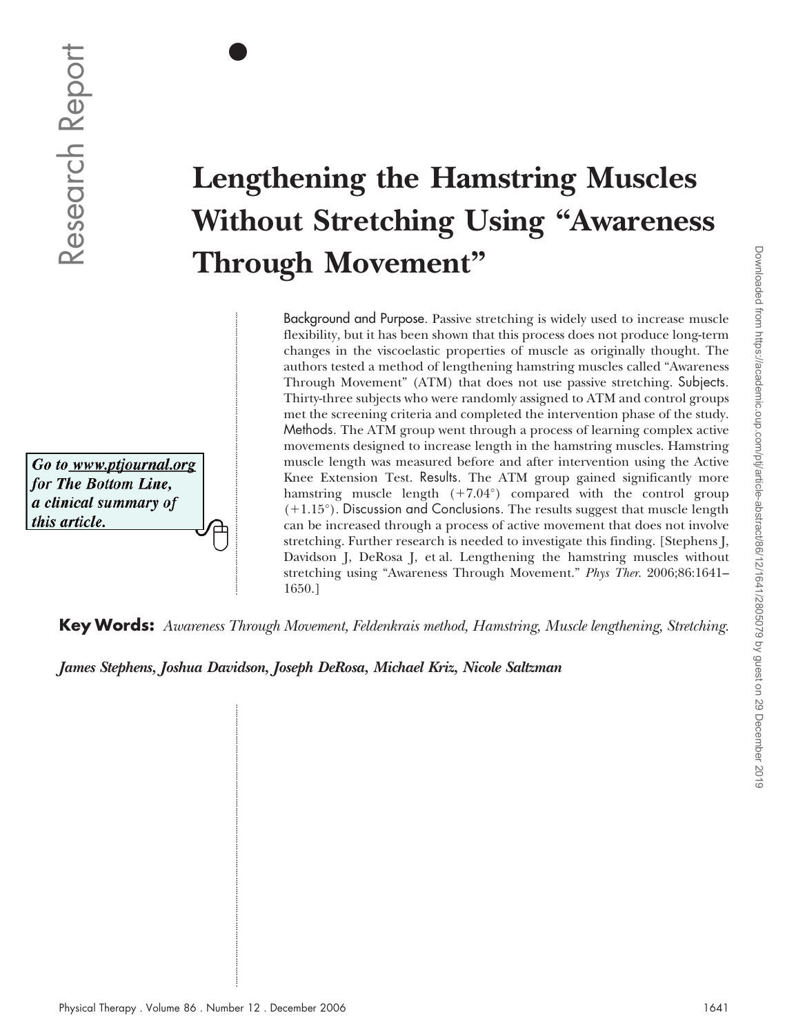# Lengthening the Hamstring Muscles Without Stretching Using "Awareness Through Movement"

**Background and Purpose.** Passive stretching is widely used to increase muscle flexibility, but it has been shown that this process does not produce long-term changes in the viscoelastic properties of muscle as originally thought. The authors tested a method of lengthening hamstring muscles called "Awareness Through Movement" (ATM) that does not use passive stretching. **Subjects.** Thirty-three subjects who were randomly assigned to ATM and control groups met the screening criteria and completed the intervention phase of the study. **Methods.** The ATM group went through a process of learning complex active movements designed to increase length in the hamstring muscles. Hamstring muscle length was measured before and after intervention using the Active Knee Extension Test. **Results.** The ATM group gained significantly more hamstring muscle length (+7.04°) compared with the control group (+1.15°). **Discussion and Conclusions.** The results suggest that muscle length can be increased through a process of active movement that does not involve stretching. Further research is needed to investigate this finding. [Stephens J, Davidson J, DeRosa J, et al. Lengthening the hamstring muscles without stretching using "Awareness Through Movement." *Phys Ther*. 2006;86:1641–1650.]

*Go to www.ptjournal.org for The Bottom Line, a clinical summary of this article.*

**Key Words:** *Awareness Through Movement, Feldenkrais method, Hamstring, Muscle lengthening, Stretching.*

***James Stephens, Joshua Davidson, Joseph DeRosa, Michael Kriz, Nicole Saltzman***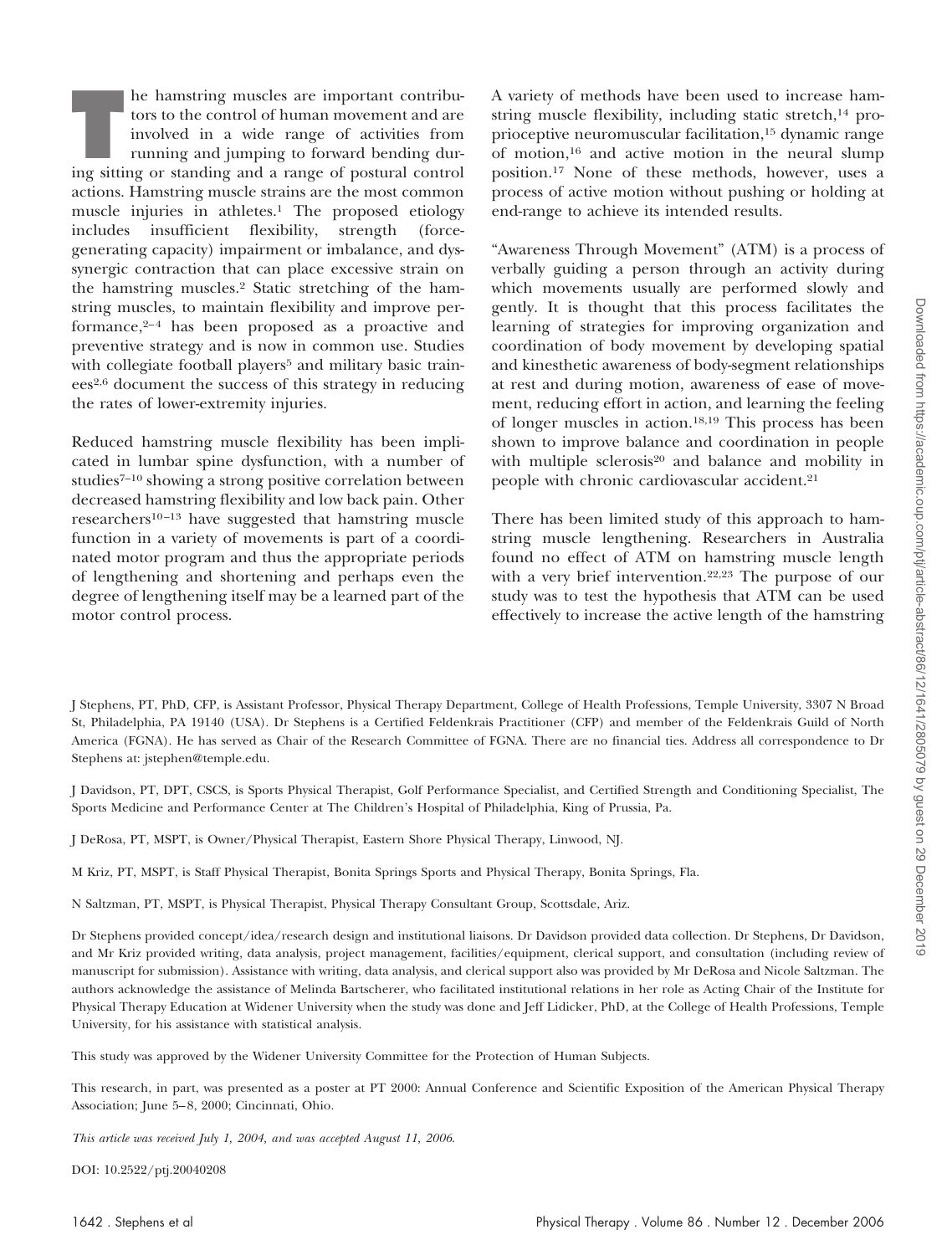The hamstring muscles are important contributors to the control of human movement and are involved in a wide range of activities from running and jumping to forward bending during sitting or standing and a range of postural control actions. Hamstring muscle strains are the most common muscle injuries in athletes.[1] The proposed etiology includes insufficient flexibility, strength (force-generating capacity) impairment or imbalance, and dyssynergic contraction that can place excessive strain on the hamstring muscles.[2] Static stretching of the hamstring muscles, to maintain flexibility and improve performance,[2–4] has been proposed as a proactive and preventive strategy and is now in common use. Studies with collegiate football players[5] and military basic trainees[2,6] document the success of this strategy in reducing the rates of lower-extremity injuries.

Reduced hamstring muscle flexibility has been implicated in lumbar spine dysfunction, with a number of studies[7–10] showing a strong positive correlation between decreased hamstring flexibility and low back pain. Other researchers[10–13] have suggested that hamstring muscle function in a variety of movements is part of a coordinated motor program and thus the appropriate periods of lengthening and shortening and perhaps even the degree of lengthening itself may be a learned part of the motor control process.

A variety of methods have been used to increase hamstring muscle flexibility, including static stretch,[14] proprioceptive neuromuscular facilitation,[15] dynamic range of motion,[16] and active motion in the neural slump position.[17] None of these methods, however, uses a process of active motion without pushing or holding at end-range to achieve its intended results.

"Awareness Through Movement" (ATM) is a process of verbally guiding a person through an activity during which movements usually are performed slowly and gently. It is thought that this process facilitates the learning of strategies for improving organization and coordination of body movement by developing spatial and kinesthetic awareness of body-segment relationships at rest and during motion, awareness of ease of movement, reducing effort in action, and learning the feeling of longer muscles in action.[18,19] This process has been shown to improve balance and coordination in people with multiple sclerosis[20] and balance and mobility in people with chronic cardiovascular accident.[21]

There has been limited study of this approach to hamstring muscle lengthening. Researchers in Australia found no effect of ATM on hamstring muscle length with a very brief intervention.[22,23] The purpose of our study was to test the hypothesis that ATM can be used effectively to increase the active length of the hamstring

J Stephens, PT, PhD, CFP, is Assistant Professor, Physical Therapy Department, College of Health Professions, Temple University, 3307 N Broad St, Philadelphia, PA 19140 (USA). Dr Stephens is a Certified Feldenkrais Practitioner (CFP) and member of the Feldenkrais Guild of North America (FGNA). He has served as Chair of the Research Committee of FGNA. There are no financial ties. Address all correspondence to Dr Stephens at: jstephen@temple.edu.

J Davidson, PT, DPT, CSCS, is Sports Physical Therapist, Golf Performance Specialist, and Certified Strength and Conditioning Specialist, The Sports Medicine and Performance Center at The Children's Hospital of Philadelphia, King of Prussia, Pa.

J DeRosa, PT, MSPT, is Owner/Physical Therapist, Eastern Shore Physical Therapy, Linwood, NJ.

M Kriz, PT, MSPT, is Staff Physical Therapist, Bonita Springs Sports and Physical Therapy, Bonita Springs, Fla.

N Saltzman, PT, MSPT, is Physical Therapist, Physical Therapy Consultant Group, Scottsdale, Ariz.

Dr Stephens provided concept/idea/research design and institutional liaisons. Dr Davidson provided data collection. Dr Stephens, Dr Davidson, and Mr Kriz provided writing, data analysis, project management, facilities/equipment, clerical support, and consultation (including review of manuscript for submission). Assistance with writing, data analysis, and clerical support also was provided by Mr DeRosa and Nicole Saltzman. The authors acknowledge the assistance of Melinda Bartscherer, who facilitated institutional relations in her role as Acting Chair of the Institute for Physical Therapy Education at Widener University when the study was done and Jeff Lidicker, PhD, at the College of Health Professions, Temple University, for his assistance with statistical analysis.

This study was approved by the Widener University Committee for the Protection of Human Subjects.

This research, in part, was presented as a poster at PT 2000: Annual Conference and Scientific Exposition of the American Physical Therapy Association; June 5–8, 2000; Cincinnati, Ohio.

*This article was received July 1, 2004, and was accepted August 11, 2006.*

DOI: 10.2522/ptj.20040208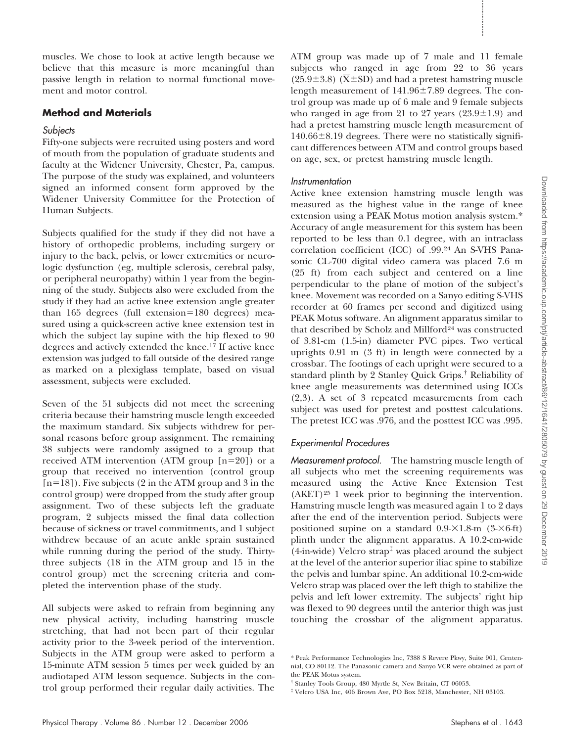muscles. We chose to look at active length because we believe that this measure is more meaningful than passive length in relation to normal functional movement and motor control.

## Method and Materials

### Subjects

Fifty-one subjects were recruited using posters and word of mouth from the population of graduate students and faculty at the Widener University, Chester, Pa, campus. The purpose of the study was explained, and volunteers signed an informed consent form approved by the Widener University Committee for the Protection of Human Subjects.

Subjects qualified for the study if they did not have a history of orthopedic problems, including surgery or injury to the back, pelvis, or lower extremities or neurologic dysfunction (eg, multiple sclerosis, cerebral palsy, or peripheral neuropathy) within 1 year from the beginning of the study. Subjects also were excluded from the study if they had an active knee extension angle greater than 165 degrees (full extension=180 degrees) measured using a quick-screen active knee extension test in which the subject lay supine with the hip flexed to 90 degrees and actively extended the knee.[17] If active knee extension was judged to fall outside of the desired range as marked on a plexiglass template, based on visual assessment, subjects were excluded.

Seven of the 51 subjects did not meet the screening criteria because their hamstring muscle length exceeded the maximum standard. Six subjects withdrew for personal reasons before group assignment. The remaining 38 subjects were randomly assigned to a group that received ATM intervention (ATM group [n=20]) or a group that received no intervention (control group [n=18]). Five subjects (2 in the ATM group and 3 in the control group) were dropped from the study after group assignment. Two of these subjects left the graduate program, 2 subjects missed the final data collection because of sickness or travel commitments, and 1 subject withdrew because of an acute ankle sprain sustained while running during the period of the study. Thirty-three subjects (18 in the ATM group and 15 in the control group) met the screening criteria and completed the intervention phase of the study.

All subjects were asked to refrain from beginning any new physical activity, including hamstring muscle stretching, that had not been part of their regular activity prior to the 3-week period of the intervention. Subjects in the ATM group were asked to perform a 15-minute ATM session 5 times per week guided by an audiotaped ATM lesson sequence. Subjects in the control group performed their regular daily activities. The ATM group was made up of 7 male and 11 female subjects who ranged in age from 22 to 36 years ($25.9\pm3.8$) ($\overline{X}\pm SD$) and had a pretest hamstring muscle length measurement of $141.96\pm7.89$ degrees. The control group was made up of 6 male and 9 female subjects who ranged in age from 21 to 27 years ($23.9\pm1.9$) and had a pretest hamstring muscle length measurement of $140.66\pm8.19$ degrees. There were no statistically significant differences between ATM and control groups based on age, sex, or pretest hamstring muscle length.

### Instrumentation

Active knee extension hamstring muscle length was measured as the highest value in the range of knee extension using a PEAK Motus motion analysis system.* Accuracy of angle measurement for this system has been reported to be less than 0.1 degree, with an intraclass correlation coefficient (ICC) of .99.[24] An S-VHS Panasonic CL-700 digital video camera was placed 7.6 m (25 ft) from each subject and centered on a line perpendicular to the plane of motion of the subject's knee. Movement was recorded on a Sanyo editing S-VHS recorder at 60 frames per second and digitized using PEAK Motus software. An alignment apparatus similar to that described by Scholz and Millford[24] was constructed of 3.81-cm (1.5-in) diameter PVC pipes. Two vertical uprights 0.91 m (3 ft) in length were connected by a crossbar. The footings of each upright were secured to a standard plinth by 2 Stanley Quick Grips.† Reliability of knee angle measurements was determined using ICCs (2,3). A set of 3 repeated measurements from each subject was used for pretest and posttest calculations. The pretest ICC was .976, and the posttest ICC was .995.

### Experimental Procedures

*Measurement protocol.* The hamstring muscle length of all subjects who met the screening requirements was measured using the Active Knee Extension Test (AKET)[25] 1 week prior to beginning the intervention. Hamstring muscle length was measured again 1 to 2 days after the end of the intervention period. Subjects were positioned supine on a standard 0.9-×1.8-m (3-×6-ft) plinth under the alignment apparatus. A 10.2-cm-wide (4-in-wide) Velcro strap‡ was placed around the subject at the level of the anterior superior iliac spine to stabilize the pelvis and lumbar spine. An additional 10.2-cm-wide Velcro strap was placed over the left thigh to stabilize the pelvis and left lower extremity. The subjects' right hip was flexed to 90 degrees until the anterior thigh was just touching the crossbar of the alignment apparatus.

\* Peak Performance Technologies Inc, 7388 S Revere Pkwy, Suite 901, Centennial, CO 80112. The Panasonic camera and Sanyo VCR were obtained as part of the PEAK Motus system.

† Stanley Tools Group, 480 Myrtle St, New Britain, CT 06053.

‡ Velcro USA Inc, 406 Brown Ave, PO Box 5218, Manchester, NH 03103.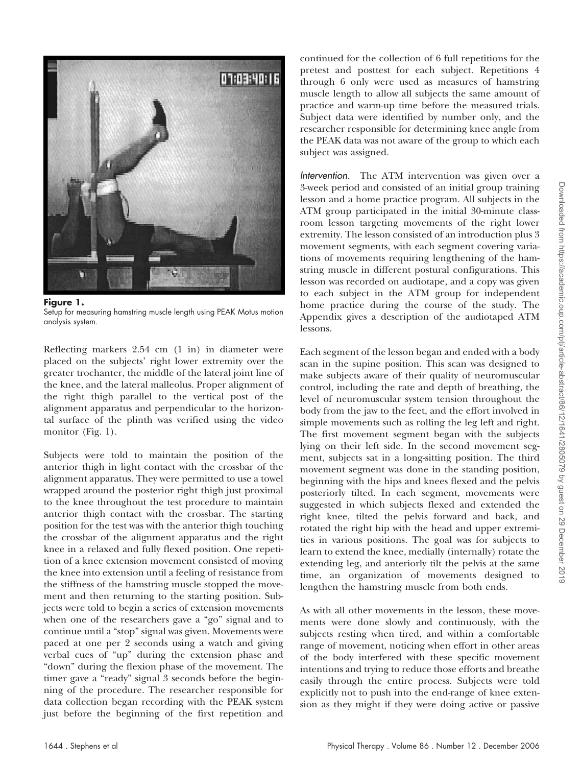**Figure 1.**
Setup for measuring hamstring muscle length using PEAK Motus motion analysis system.

Reflecting markers 2.54 cm (1 in) in diameter were placed on the subjects' right lower extremity over the greater trochanter, the middle of the lateral joint line of the knee, and the lateral malleolus. Proper alignment of the right thigh parallel to the vertical post of the alignment apparatus and perpendicular to the horizontal surface of the plinth was verified using the video monitor (Fig. 1).

Subjects were told to maintain the position of the anterior thigh in light contact with the crossbar of the alignment apparatus. They were permitted to use a towel wrapped around the posterior right thigh just proximal to the knee throughout the test procedure to maintain anterior thigh contact with the crossbar. The starting position for the test was with the anterior thigh touching the crossbar of the alignment apparatus and the right knee in a relaxed and fully flexed position. One repetition of a knee extension movement consisted of moving the knee into extension until a feeling of resistance from the stiffness of the hamstring muscle stopped the movement and then returning to the starting position. Subjects were told to begin a series of extension movements when one of the researchers gave a "go" signal and to continue until a "stop" signal was given. Movements were paced at one per 2 seconds using a watch and giving verbal cues of "up" during the extension phase and "down" during the flexion phase of the movement. The timer gave a "ready" signal 3 seconds before the beginning of the procedure. The researcher responsible for data collection began recording with the PEAK system just before the beginning of the first repetition and continued for the collection of 6 full repetitions for the pretest and posttest for each subject. Repetitions 4 through 6 only were used as measures of hamstring muscle length to allow all subjects the same amount of practice and warm-up time before the measured trials. Subject data were identified by number only, and the researcher responsible for determining knee angle from the PEAK data was not aware of the group to which each subject was assigned.

*Intervention.* The ATM intervention was given over a 3-week period and consisted of an initial group training lesson and a home practice program. All subjects in the ATM group participated in the initial 30-minute classroom lesson targeting movements of the right lower extremity. The lesson consisted of an introduction plus 3 movement segments, with each segment covering variations of movements requiring lengthening of the hamstring muscle in different postural configurations. This lesson was recorded on audiotape, and a copy was given to each subject in the ATM group for independent home practice during the course of the study. The Appendix gives a description of the audiotaped ATM lessons.

Each segment of the lesson began and ended with a body scan in the supine position. This scan was designed to make subjects aware of their quality of neuromuscular control, including the rate and depth of breathing, the level of neuromuscular system tension throughout the body from the jaw to the feet, and the effort involved in simple movements such as rolling the leg left and right. The first movement segment began with the subjects lying on their left side. In the second movement segment, subjects sat in a long-sitting position. The third movement segment was done in the standing position, beginning with the hips and knees flexed and the pelvis posteriorly tilted. In each segment, movements were suggested in which subjects flexed and extended the right knee, tilted the pelvis forward and back, and rotated the right hip with the head and upper extremities in various positions. The goal was for subjects to learn to extend the knee, medially (internally) rotate the extending leg, and anteriorly tilt the pelvis at the same time, an organization of movements designed to lengthen the hamstring muscle from both ends.

As with all other movements in the lesson, these movements were done slowly and continuously, with the subjects resting when tired, and within a comfortable range of movement, noticing when effort in other areas of the body interfered with these specific movement intentions and trying to reduce those efforts and breathe easily through the entire process. Subjects were told explicitly not to push into the end-range of knee extension as they might if they were doing active or passive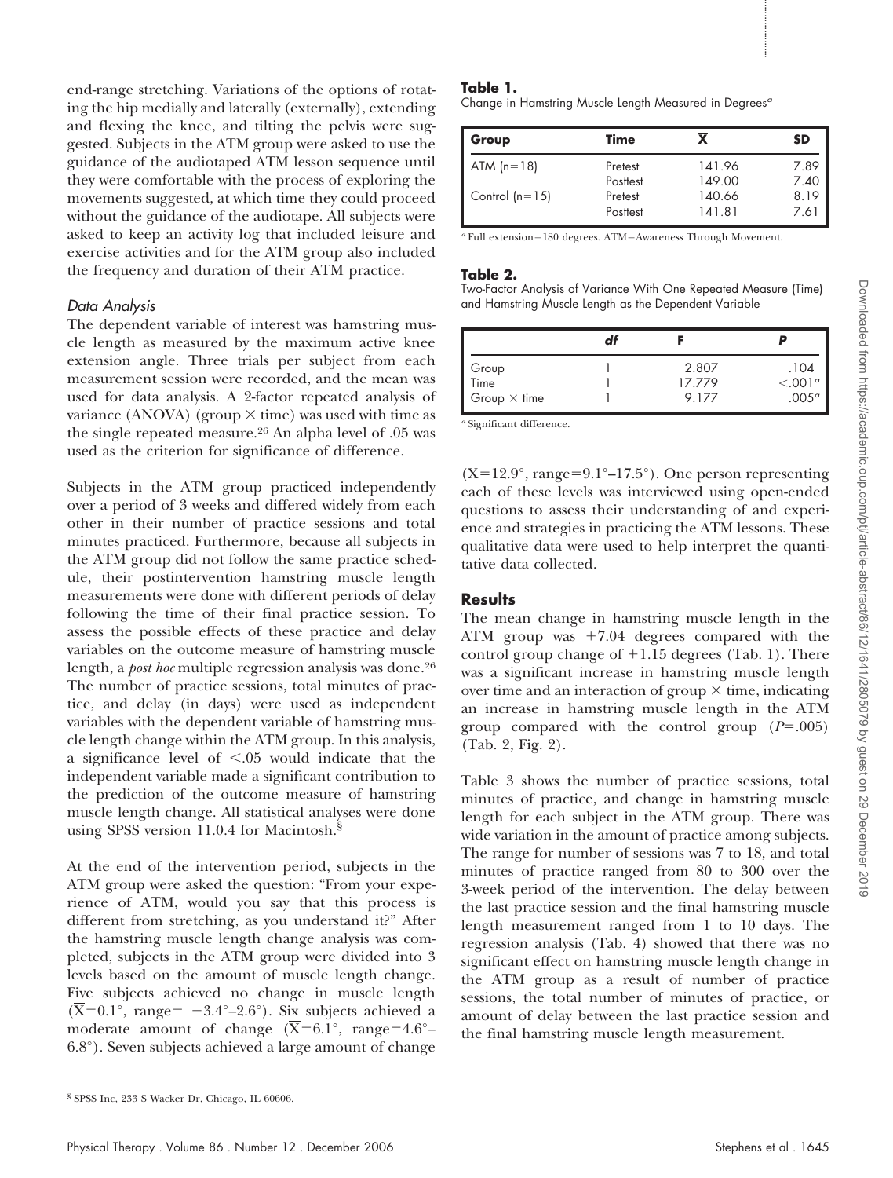end-range stretching. Variations of the options of rotating the hip medially and laterally (externally), extending and flexing the knee, and tilting the pelvis were suggested. Subjects in the ATM group were asked to use the guidance of the audiotaped ATM lesson sequence until they were comfortable with the process of exploring the movements suggested, at which time they could proceed without the guidance of the audiotape. All subjects were asked to keep an activity log that included leisure and exercise activities and for the ATM group also included the frequency and duration of their ATM practice.

### *Data Analysis*

The dependent variable of interest was hamstring muscle length as measured by the maximum active knee extension angle. Three trials per subject from each measurement session were recorded, and the mean was used for data analysis. A 2-factor repeated analysis of variance (ANOVA) (group × time) was used with time as the single repeated measure.[26] An alpha level of .05 was used as the criterion for significance of difference.

Subjects in the ATM group practiced independently over a period of 3 weeks and differed widely from each other in their number of practice sessions and total minutes practiced. Furthermore, because all subjects in the ATM group did not follow the same practice schedule, their postintervention hamstring muscle length measurements were done with different periods of delay following the time of their final practice session. To assess the possible effects of these practice and delay variables on the outcome measure of hamstring muscle length, a *post hoc* multiple regression analysis was done.[26] The number of practice sessions, total minutes of practice, and delay (in days) were used as independent variables with the dependent variable of hamstring muscle length change within the ATM group. In this analysis, a significance level of <.05 would indicate that the independent variable made a significant contribution to the prediction of the outcome measure of hamstring muscle length change. All statistical analyses were done using SPSS version 11.0.4 for Macintosh.[§]

At the end of the intervention period, subjects in the ATM group were asked the question: "From your experience of ATM, would you say that this process is different from stretching, as you understand it?" After the hamstring muscle length change analysis was completed, subjects in the ATM group were divided into 3 levels based on the amount of muscle length change. Five subjects achieved no change in muscle length ($\overline{X}$=0.1°, range= −3.4°–2.6°). Six subjects achieved a moderate amount of change ($\overline{X}$=6.1°, range=4.6°–6.8°). Seven subjects achieved a large amount of change ($\overline{X}$=12.9°, range=9.1°–17.5°). One person representing each of these levels was interviewed using open-ended questions to assess their understanding of and experience and strategies in practicing the ATM lessons. These qualitative data were used to help interpret the quantitative data collected.

**Table 1.**
Change in Hamstring Muscle Length Measured in Degrees[a]

| Group | Time | $\overline{X}$ | SD |
|---|---|---|---|
| ATM (n=18) | Pretest | 141.96 | 7.89 |
| | Posttest | 149.00 | 7.40 |
| Control (n=15) | Pretest | 140.66 | 8.19 |
| | Posttest | 141.81 | 7.61 |

[a] Full extension=180 degrees. ATM=Awareness Through Movement.

**Table 2.**
Two-Factor Analysis of Variance With One Repeated Measure (Time) and Hamstring Muscle Length as the Dependent Variable

| | df | F | P |
|---|---|---|---|
| Group | 1 | 2.807 | .104 |
| Time | 1 | 17.779 | <.001[a] |
| Group × time | 1 | 9.177 | .005[a] |

[a] Significant difference.

## Results

The mean change in hamstring muscle length in the ATM group was +7.04 degrees compared with the control group change of +1.15 degrees (Tab. 1). There was a significant increase in hamstring muscle length over time and an interaction of group × time, indicating an increase in hamstring muscle length in the ATM group compared with the control group ($P$=.005) (Tab. 2, Fig. 2).

Table 3 shows the number of practice sessions, total minutes of practice, and change in hamstring muscle length for each subject in the ATM group. There was wide variation in the amount of practice among subjects. The range for number of sessions was 7 to 18, and total minutes of practice ranged from 80 to 300 over the 3-week period of the intervention. The delay between the last practice session and the final hamstring muscle length measurement ranged from 1 to 10 days. The regression analysis (Tab. 4) showed that there was no significant effect on hamstring muscle length change in the ATM group as a result of number of practice sessions, the total number of minutes of practice, or amount of delay between the last practice session and the final hamstring muscle length measurement.

[§] SPSS Inc, 233 S Wacker Dr, Chicago, IL 60606.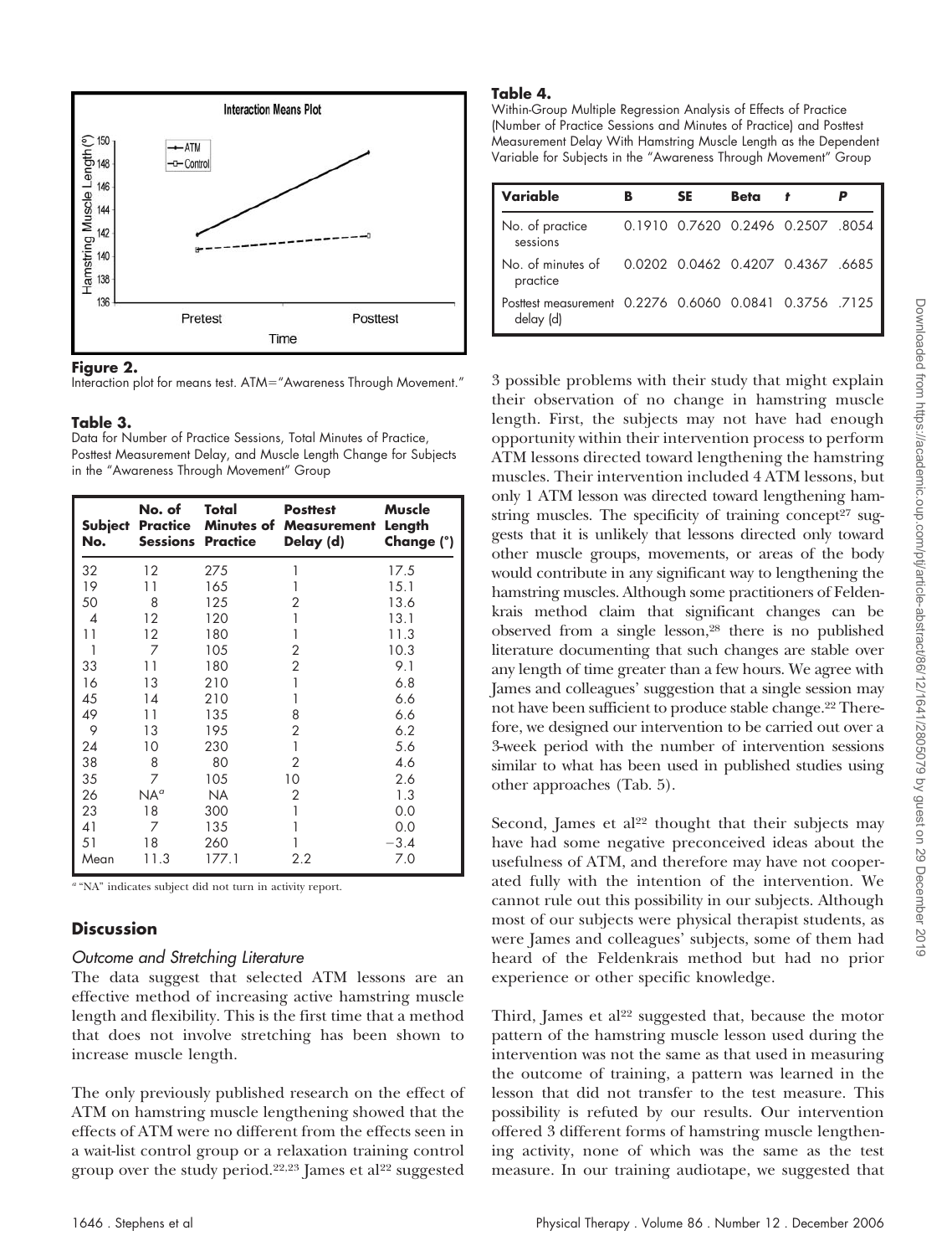**Figure 2.**
Interaction plot for means test. ATM="Awareness Through Movement."

**Table 3.**
Data for Number of Practice Sessions, Total Minutes of Practice, Posttest Measurement Delay, and Muscle Length Change for Subjects in the "Awareness Through Movement" Group

| Subject No. | No. of Practice Sessions | Total Minutes of Practice | Posttest Measurement Delay (d) | Muscle Length Change (°) |
|---|---|---|---|---|
| 32 | 12 | 275 | 1 | 17.5 |
| 19 | 11 | 165 | 1 | 15.1 |
| 50 | 8 | 125 | 2 | 13.6 |
| 4 | 12 | 120 | 1 | 13.1 |
| 11 | 12 | 180 | 1 | 11.3 |
| 1 | 7 | 105 | 2 | 10.3 |
| 33 | 11 | 180 | 2 | 9.1 |
| 16 | 13 | 210 | 1 | 6.8 |
| 45 | 14 | 210 | 1 | 6.6 |
| 49 | 11 | 135 | 8 | 6.6 |
| 9 | 13 | 195 | 2 | 6.2 |
| 24 | 10 | 230 | 1 | 5.6 |
| 38 | 8 | 80 | 2 | 4.6 |
| 35 | 7 | 105 | 10 | 2.6 |
| 26 | NA[a] | NA | 2 | 1.3 |
| 23 | 18 | 300 | 1 | 0.0 |
| 41 | 7 | 135 | 1 | 0.0 |
| 51 | 18 | 260 | 1 | −3.4 |
| Mean | 11.3 | 177.1 | 2.2 | 7.0 |

[a] "NA" indicates subject did not turn in activity report.

**Table 4.**
Within-Group Multiple Regression Analysis of Effects of Practice (Number of Practice Sessions and Minutes of Practice) and Posttest Measurement Delay With Hamstring Muscle Length as the Dependent Variable for Subjects in the "Awareness Through Movement" Group

| Variable | B | SE | Beta | t | P |
|---|---|---|---|---|---|
| No. of practice sessions | 0.1910 | 0.7620 | 0.2496 | 0.2507 | .8054 |
| No. of minutes of practice | 0.0202 | 0.0462 | 0.4207 | 0.4367 | .6685 |
| Posttest measurement delay (d) | 0.2276 | 0.6060 | 0.0841 | 0.3756 | .7125 |

## Discussion

### Outcome and Stretching Literature

The data suggest that selected ATM lessons are an effective method of increasing active hamstring muscle length and flexibility. This is the first time that a method that does not involve stretching has been shown to increase muscle length.

The only previously published research on the effect of ATM on hamstring muscle lengthening showed that the effects of ATM were no different from the effects seen in a wait-list control group or a relaxation training control group over the study period.[22,23] James et al[22] suggested 3 possible problems with their study that might explain their observation of no change in hamstring muscle length. First, the subjects may not have had enough opportunity within their intervention process to perform ATM lessons directed toward lengthening the hamstring muscles. Their intervention included 4 ATM lessons, but only 1 ATM lesson was directed toward lengthening hamstring muscles. The specificity of training concept[27] suggests that it is unlikely that lessons directed only toward other muscle groups, movements, or areas of the body would contribute in any significant way to lengthening the hamstring muscles. Although some practitioners of Feldenkrais method claim that significant changes can be observed from a single lesson,[28] there is no published literature documenting that such changes are stable over any length of time greater than a few hours. We agree with James and colleagues' suggestion that a single session may not have been sufficient to produce stable change.[22] Therefore, we designed our intervention to be carried out over a 3-week period with the number of intervention sessions similar to what has been used in published studies using other approaches (Tab. 5).

Second, James et al[22] thought that their subjects may have had some negative preconceived ideas about the usefulness of ATM, and therefore may have not cooperated fully with the intention of the intervention. We cannot rule out this possibility in our subjects. Although most of our subjects were physical therapist students, as were James and colleagues' subjects, some of them had heard of the Feldenkrais method but had no prior experience or other specific knowledge.

Third, James et al[22] suggested that, because the motor pattern of the hamstring muscle lesson used during the intervention was not the same as that used in measuring the outcome of training, a pattern was learned in the lesson that did not transfer to the test measure. This possibility is refuted by our results. Our intervention offered 3 different forms of hamstring muscle lengthening activity, none of which was the same as the test measure. In our training audiotape, we suggested that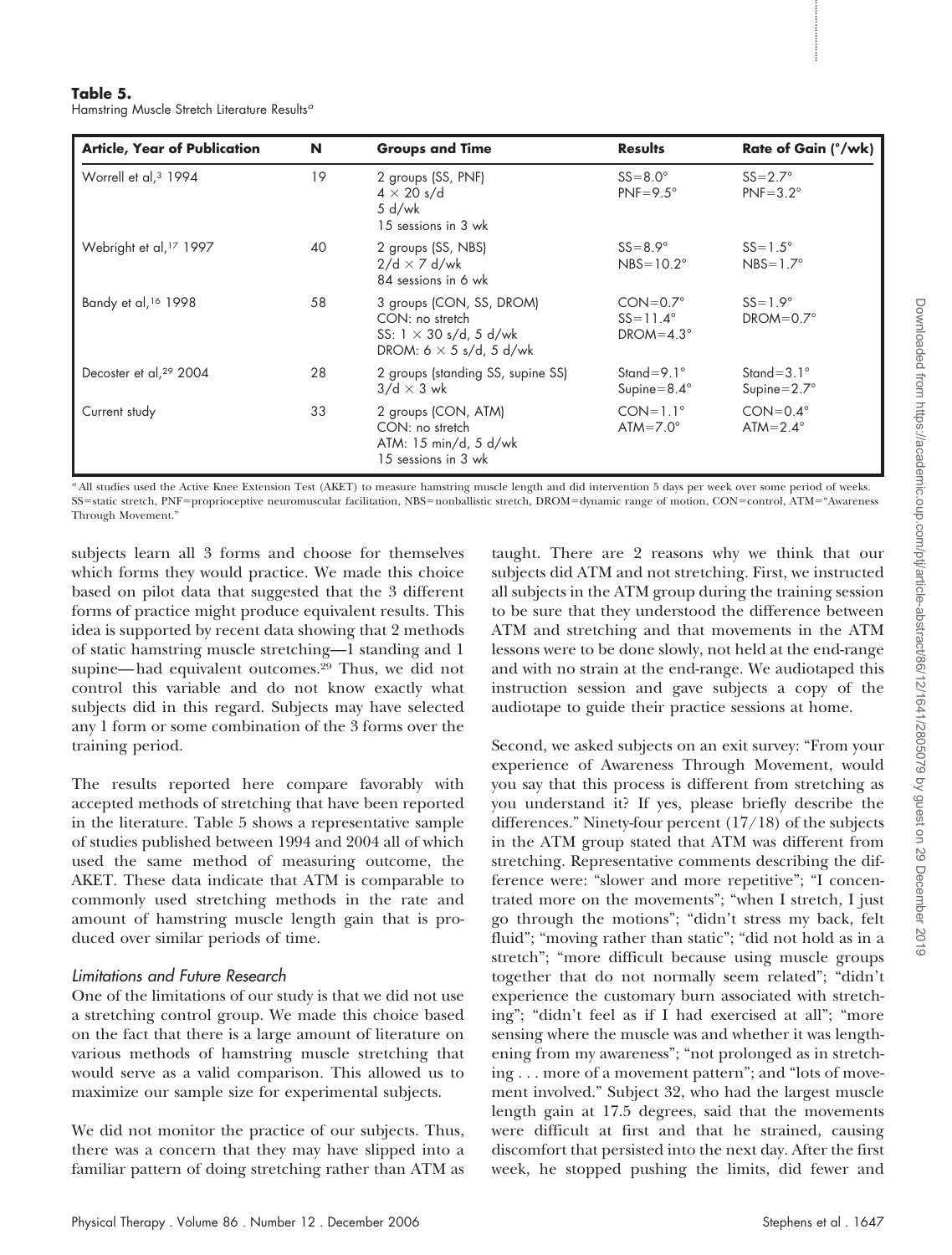**Table 5.**
Hamstring Muscle Stretch Literature Results[a]

| Article, Year of Publication | N | Groups and Time | Results | Rate of Gain (°/wk) |
|---|---|---|---|---|
| Worrell et al,[3] 1994 | 19 | 2 groups (SS, PNF)<br>4 × 20 s/d<br>5 d/wk<br>15 sessions in 3 wk | SS=8.0°<br>PNF=9.5° | SS=2.7°<br>PNF=3.2° |
| Webright et al,[17] 1997 | 40 | 2 groups (SS, NBS)<br>2/d × 7 d/wk<br>84 sessions in 6 wk | SS=8.9°<br>NBS=10.2° | SS=1.5°<br>NBS=1.7° |
| Bandy et al,[16] 1998 | 58 | 3 groups (CON, SS, DROM)<br>CON: no stretch<br>SS: 1 × 30 s/d, 5 d/wk<br>DROM: 6 × 5 s/d, 5 d/wk | CON=0.7°<br>SS=11.4°<br>DROM=4.3° | SS=1.9°<br>DROM=0.7° |
| Decoster et al,[29] 2004 | 28 | 2 groups (standing SS, supine SS)<br>3/d × 3 wk | Stand=9.1°<br>Supine=8.4° | Stand=3.1°<br>Supine=2.7° |
| Current study | 33 | 2 groups (CON, ATM)<br>CON: no stretch<br>ATM: 15 min/d, 5 d/wk<br>15 sessions in 3 wk | CON=1.1°<br>ATM=7.0° | CON=0.4°<br>ATM=2.4° |

[a] All studies used the Active Knee Extension Test (AKET) to measure hamstring muscle length and did intervention 5 days per week over some period of weeks. SS=static stretch, PNF=proprioceptive neuromuscular facilitation, NBS=nonballistic stretch, DROM=dynamic range of motion, CON=control, ATM="Awareness Through Movement."

subjects learn all 3 forms and choose for themselves which forms they would practice. We made this choice based on pilot data that suggested that the 3 different forms of practice might produce equivalent results. This idea is supported by recent data showing that 2 methods of static hamstring muscle stretching—1 standing and 1 supine—had equivalent outcomes.[29] Thus, we did not control this variable and do not know exactly what subjects did in this regard. Subjects may have selected any 1 form or some combination of the 3 forms over the training period.

The results reported here compare favorably with accepted methods of stretching that have been reported in the literature. Table 5 shows a representative sample of studies published between 1994 and 2004 all of which used the same method of measuring outcome, the AKET. These data indicate that ATM is comparable to commonly used stretching methods in the rate and amount of hamstring muscle length gain that is produced over similar periods of time.

### *Limitations and Future Research*

One of the limitations of our study is that we did not use a stretching control group. We made this choice based on the fact that there is a large amount of literature on various methods of hamstring muscle stretching that would serve as a valid comparison. This allowed us to maximize our sample size for experimental subjects.

We did not monitor the practice of our subjects. Thus, there was a concern that they may have slipped into a familiar pattern of doing stretching rather than ATM as taught. There are 2 reasons why we think that our subjects did ATM and not stretching. First, we instructed all subjects in the ATM group during the training session to be sure that they understood the difference between ATM and stretching and that movements in the ATM lessons were to be done slowly, not held at the end-range and with no strain at the end-range. We audiotaped this instruction session and gave subjects a copy of the audiotape to guide their practice sessions at home.

Second, we asked subjects on an exit survey: "From your experience of Awareness Through Movement, would you say that this process is different from stretching as you understand it? If yes, please briefly describe the differences." Ninety-four percent (17/18) of the subjects in the ATM group stated that ATM was different from stretching. Representative comments describing the difference were: "slower and more repetitive"; "I concentrated more on the movements"; "when I stretch, I just go through the motions"; "didn't stress my back, felt fluid"; "moving rather than static"; "did not hold as in a stretch"; "more difficult because using muscle groups together that do not normally seem related"; "didn't experience the customary burn associated with stretching"; "didn't feel as if I had exercised at all"; "more sensing where the muscle was and whether it was lengthening from my awareness"; "not prolonged as in stretching . . . more of a movement pattern"; and "lots of movement involved." Subject 32, who had the largest muscle length gain at 17.5 degrees, said that the movements were difficult at first and that he strained, causing discomfort that persisted into the next day. After the first week, he stopped pushing the limits, did fewer and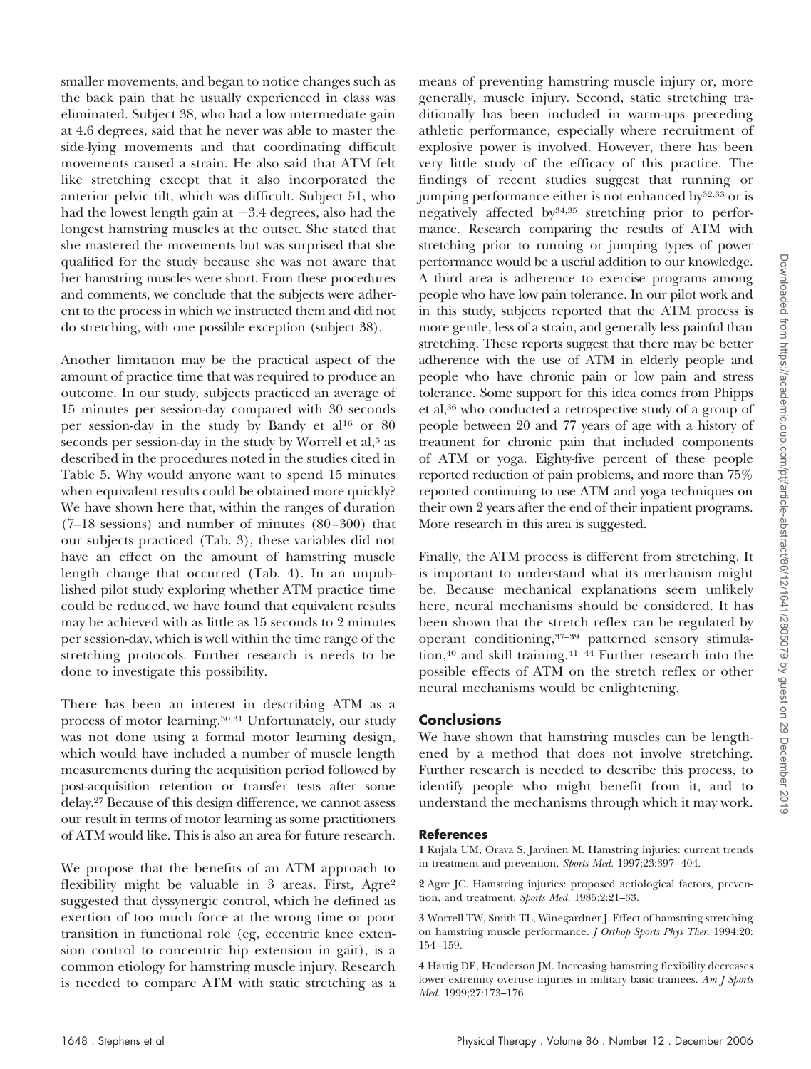smaller movements, and began to notice changes such as the back pain that he usually experienced in class was eliminated. Subject 38, who had a low intermediate gain at 4.6 degrees, said that he never was able to master the side-lying movements and that coordinating difficult movements caused a strain. He also said that ATM felt like stretching except that it also incorporated the anterior pelvic tilt, which was difficult. Subject 51, who had the lowest length gain at −3.4 degrees, also had the longest hamstring muscles at the outset. She stated that she mastered the movements but was surprised that she qualified for the study because she was not aware that her hamstring muscles were short. From these procedures and comments, we conclude that the subjects were adherent to the process in which we instructed them and did not do stretching, with one possible exception (subject 38).

Another limitation may be the practical aspect of the amount of practice time that was required to produce an outcome. In our study, subjects practiced an average of 15 minutes per session-day compared with 30 seconds per session-day in the study by Bandy et al[16] or 80 seconds per session-day in the study by Worrell et al,[3] as described in the procedures noted in the studies cited in Table 5. Why would anyone want to spend 15 minutes when equivalent results could be obtained more quickly? We have shown here that, within the ranges of duration (7–18 sessions) and number of minutes (80–300) that our subjects practiced (Tab. 3), these variables did not have an effect on the amount of hamstring muscle length change that occurred (Tab. 4). In an unpublished pilot study exploring whether ATM practice time could be reduced, we have found that equivalent results may be achieved with as little as 15 seconds to 2 minutes per session-day, which is well within the time range of the stretching protocols. Further research is needs to be done to investigate this possibility.

There has been an interest in describing ATM as a process of motor learning.[30,31] Unfortunately, our study was not done using a formal motor learning design, which would have included a number of muscle length measurements during the acquisition period followed by post-acquisition retention or transfer tests after some delay.[27] Because of this design difference, we cannot assess our result in terms of motor learning as some practitioners of ATM would like. This is also an area for future research.

We propose that the benefits of an ATM approach to flexibility might be valuable in 3 areas. First, Agre[2] suggested that dyssynergic control, which he defined as exertion of too much force at the wrong time or poor transition in functional role (eg, eccentric knee extension control to concentric hip extension in gait), is a common etiology for hamstring muscle injury. Research is needed to compare ATM with static stretching as a means of preventing hamstring muscle injury or, more generally, muscle injury. Second, static stretching traditionally has been included in warm-ups preceding athletic performance, especially where recruitment of explosive power is involved. However, there has been very little study of the efficacy of this practice. The findings of recent studies suggest that running or jumping performance either is not enhanced by[32,33] or is negatively affected by[34,35] stretching prior to performance. Research comparing the results of ATM with stretching prior to running or jumping types of power performance would be a useful addition to our knowledge. A third area is adherence to exercise programs among people who have low pain tolerance. In our pilot work and in this study, subjects reported that the ATM process is more gentle, less of a strain, and generally less painful than stretching. These reports suggest that there may be better adherence with the use of ATM in elderly people and people who have chronic pain or low pain and stress tolerance. Some support for this idea comes from Phipps et al,[36] who conducted a retrospective study of a group of people between 20 and 77 years of age with a history of treatment for chronic pain that included components of ATM or yoga. Eighty-five percent of these people reported reduction of pain problems, and more than 75% reported continuing to use ATM and yoga techniques on their own 2 years after the end of their inpatient programs. More research in this area is suggested.

Finally, the ATM process is different from stretching. It is important to understand what its mechanism might be. Because mechanical explanations seem unlikely here, neural mechanisms should be considered. It has been shown that the stretch reflex can be regulated by operant conditioning,[37–39] patterned sensory stimulation,[40] and skill training.[41–44] Further research into the possible effects of ATM on the stretch reflex or other neural mechanisms would be enlightening.

## Conclusions

We have shown that hamstring muscles can be lengthened by a method that does not involve stretching. Further research is needed to describe this process, to identify people who might benefit from it, and to understand the mechanisms through which it may work.

### References

**1** Kujala UM, Orava S, Jarvinen M. Hamstring injuries: current trends in treatment and prevention. *Sports Med.* 1997;23:397–404.

**2** Agre JC. Hamstring injuries: proposed aetiological factors, prevention, and treatment. *Sports Med.* 1985;2:21–33.

**3** Worrell TW, Smith TL, Winegardner J. Effect of hamstring stretching on hamstring muscle performance. *J Orthop Sports Phys Ther.* 1994;20:154–159.

**4** Hartig DE, Henderson JM. Increasing hamstring flexibility decreases lower extremity overuse injuries in military basic trainees. *Am J Sports Med.* 1999;27:173–176.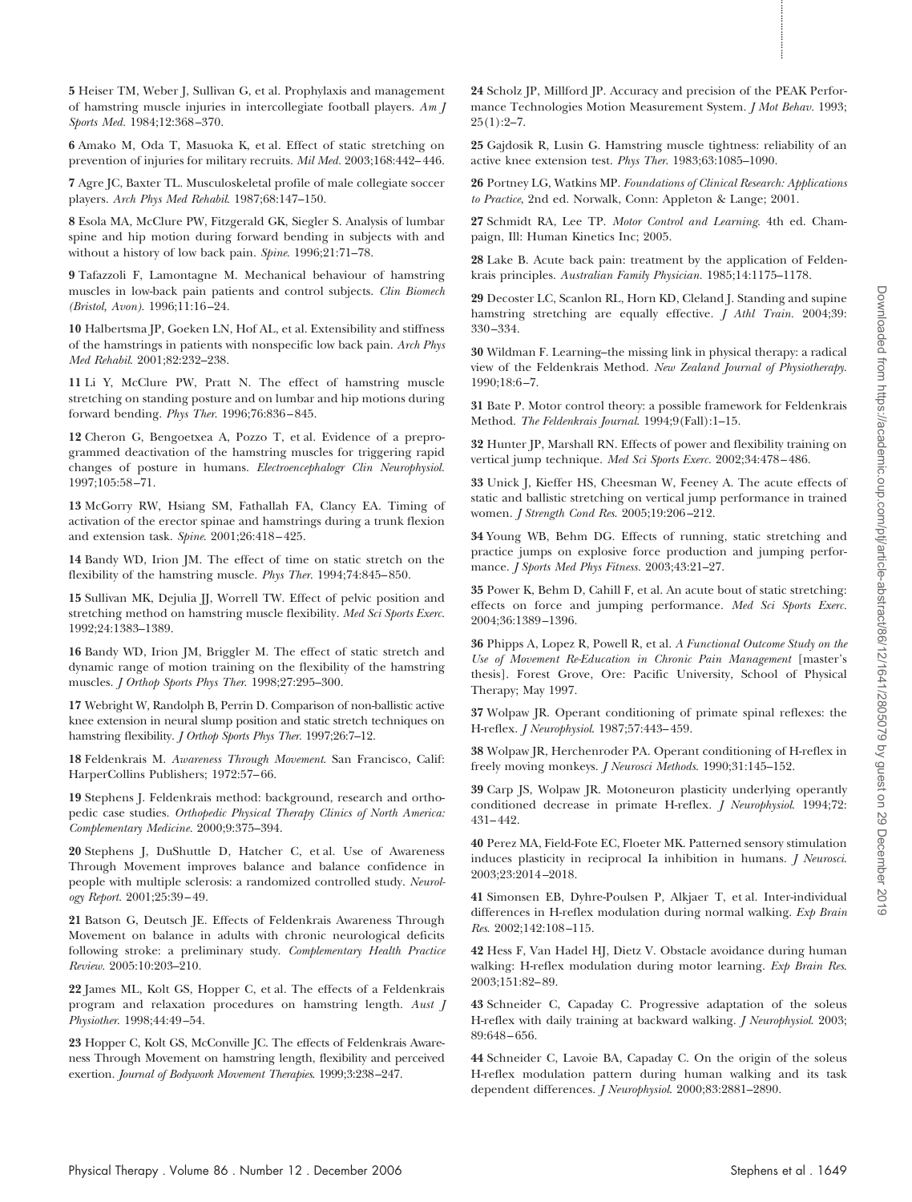5 Heiser TM, Weber J, Sullivan G, et al. Prophylaxis and management of hamstring muscle injuries in intercollegiate football players. *Am J Sports Med.* 1984;12:368–370.

6 Amako M, Oda T, Masuoka K, et al. Effect of static stretching on prevention of injuries for military recruits. *Mil Med.* 2003;168:442–446.

7 Agre JC, Baxter TL. Musculoskeletal profile of male collegiate soccer players. *Arch Phys Med Rehabil.* 1987;68:147–150.

8 Esola MA, McClure PW, Fitzgerald GK, Siegler S. Analysis of lumbar spine and hip motion during forward bending in subjects with and without a history of low back pain. *Spine.* 1996;21:71–78.

9 Tafazzoli F, Lamontagne M. Mechanical behaviour of hamstring muscles in low-back pain patients and control subjects. *Clin Biomech (Bristol, Avon).* 1996;11:16–24.

10 Halbertsma JP, Goeken LN, Hof AL, et al. Extensibility and stiffness of the hamstrings in patients with nonspecific low back pain. *Arch Phys Med Rehabil.* 2001;82:232–238.

11 Li Y, McClure PW, Pratt N. The effect of hamstring muscle stretching on standing posture and on lumbar and hip motions during forward bending. *Phys Ther.* 1996;76:836–845.

12 Cheron G, Bengoetxea A, Pozzo T, et al. Evidence of a preprogrammed deactivation of the hamstring muscles for triggering rapid changes of posture in humans. *Electroencephalogr Clin Neurophysiol.* 1997;105:58–71.

13 McGorry RW, Hsiang SM, Fathallah FA, Clancy EA. Timing of activation of the erector spinae and hamstrings during a trunk flexion and extension task. *Spine.* 2001;26:418–425.

14 Bandy WD, Irion JM. The effect of time on static stretch on the flexibility of the hamstring muscle. *Phys Ther.* 1994;74:845–850.

15 Sullivan MK, Dejulia JJ, Worrell TW. Effect of pelvic position and stretching method on hamstring muscle flexibility. *Med Sci Sports Exerc.* 1992;24:1383–1389.

16 Bandy WD, Irion JM, Briggler M. The effect of static stretch and dynamic range of motion training on the flexibility of the hamstring muscles. *J Orthop Sports Phys Ther.* 1998;27:295–300.

17 Webright W, Randolph B, Perrin D. Comparison of non-ballistic active knee extension in neural slump position and static stretch techniques on hamstring flexibility. *J Orthop Sports Phys Ther.* 1997;26:7–12.

18 Feldenkrais M. *Awareness Through Movement.* San Francisco, Calif: HarperCollins Publishers; 1972:57–66.

19 Stephens J. Feldenkrais method: background, research and orthopedic case studies. *Orthopedic Physical Therapy Clinics of North America: Complementary Medicine.* 2000;9:375–394.

20 Stephens J, DuShuttle D, Hatcher C, et al. Use of Awareness Through Movement improves balance and balance confidence in people with multiple sclerosis: a randomized controlled study. *Neurology Report.* 2001;25:39–49.

21 Batson G, Deutsch JE. Effects of Feldenkrais Awareness Through Movement on balance in adults with chronic neurological deficits following stroke: a preliminary study. *Complementary Health Practice Review.* 2005:10:203–210.

22 James ML, Kolt GS, Hopper C, et al. The effects of a Feldenkrais program and relaxation procedures on hamstring length. *Aust J Physiother.* 1998;44:49–54.

23 Hopper C, Kolt GS, McConville JC. The effects of Feldenkrais Awareness Through Movement on hamstring length, flexibility and perceived exertion. *Journal of Bodywork Movement Therapies.* 1999;3:238–247.

24 Scholz JP, Millford JP. Accuracy and precision of the PEAK Performance Technologies Motion Measurement System. *J Mot Behav.* 1993; 25(1):2–7.

25 Gajdosik R, Lusin G. Hamstring muscle tightness: reliability of an active knee extension test. *Phys Ther.* 1983;63:1085–1090.

26 Portney LG, Watkins MP. *Foundations of Clinical Research: Applications to Practice,* 2nd ed. Norwalk, Conn: Appleton & Lange; 2001.

27 Schmidt RA, Lee TP. *Motor Control and Learning.* 4th ed. Champaign, Ill: Human Kinetics Inc; 2005.

28 Lake B. Acute back pain: treatment by the application of Feldenkrais principles. *Australian Family Physician.* 1985;14:1175–1178.

29 Decoster LC, Scanlon RL, Horn KD, Cleland J. Standing and supine hamstring stretching are equally effective. *J Athl Train.* 2004;39: 330–334.

30 Wildman F. Learning–the missing link in physical therapy: a radical view of the Feldenkrais Method. *New Zealand Journal of Physiotherapy.* 1990;18:6–7.

31 Bate P. Motor control theory: a possible framework for Feldenkrais Method. *The Feldenkrais Journal.* 1994;9(Fall):1–15.

32 Hunter JP, Marshall RN. Effects of power and flexibility training on vertical jump technique. *Med Sci Sports Exerc.* 2002;34:478–486.

33 Unick J, Kieffer HS, Cheesman W, Feeney A. The acute effects of static and ballistic stretching on vertical jump performance in trained women. *J Strength Cond Res.* 2005;19:206–212.

34 Young WB, Behm DG. Effects of running, static stretching and practice jumps on explosive force production and jumping performance. *J Sports Med Phys Fitness.* 2003;43:21–27.

35 Power K, Behm D, Cahill F, et al. An acute bout of static stretching: effects on force and jumping performance. *Med Sci Sports Exerc.* 2004;36:1389–1396.

36 Phipps A, Lopez R, Powell R, et al. *A Functional Outcome Study on the Use of Movement Re-Education in Chronic Pain Management* [master's thesis]. Forest Grove, Ore: Pacific University, School of Physical Therapy; May 1997.

37 Wolpaw JR. Operant conditioning of primate spinal reflexes: the H-reflex. *J Neurophysiol.* 1987;57:443–459.

38 Wolpaw JR, Herchenroder PA. Operant conditioning of H-reflex in freely moving monkeys. *J Neurosci Methods.* 1990;31:145–152.

39 Carp JS, Wolpaw JR. Motoneuron plasticity underlying operantly conditioned decrease in primate H-reflex. *J Neurophysiol.* 1994;72: 431–442.

40 Perez MA, Field-Fote EC, Floeter MK. Patterned sensory stimulation induces plasticity in reciprocal Ia inhibition in humans. *J Neurosci.* 2003;23:2014–2018.

41 Simonsen EB, Dyhre-Poulsen P, Alkjaer T, et al. Inter-individual differences in H-reflex modulation during normal walking. *Exp Brain Res.* 2002;142:108–115.

42 Hess F, Van Hadel HJ, Dietz V. Obstacle avoidance during human walking: H-reflex modulation during motor learning. *Exp Brain Res.* 2003;151:82–89.

43 Schneider C, Capaday C. Progressive adaptation of the soleus H-reflex with daily training at backward walking. *J Neurophysiol.* 2003; 89:648–656.

44 Schneider C, Lavoie BA, Capaday C. On the origin of the soleus H-reflex modulation pattern during human walking and its task dependent differences. *J Neurophysiol.* 2000;83:2881–2890.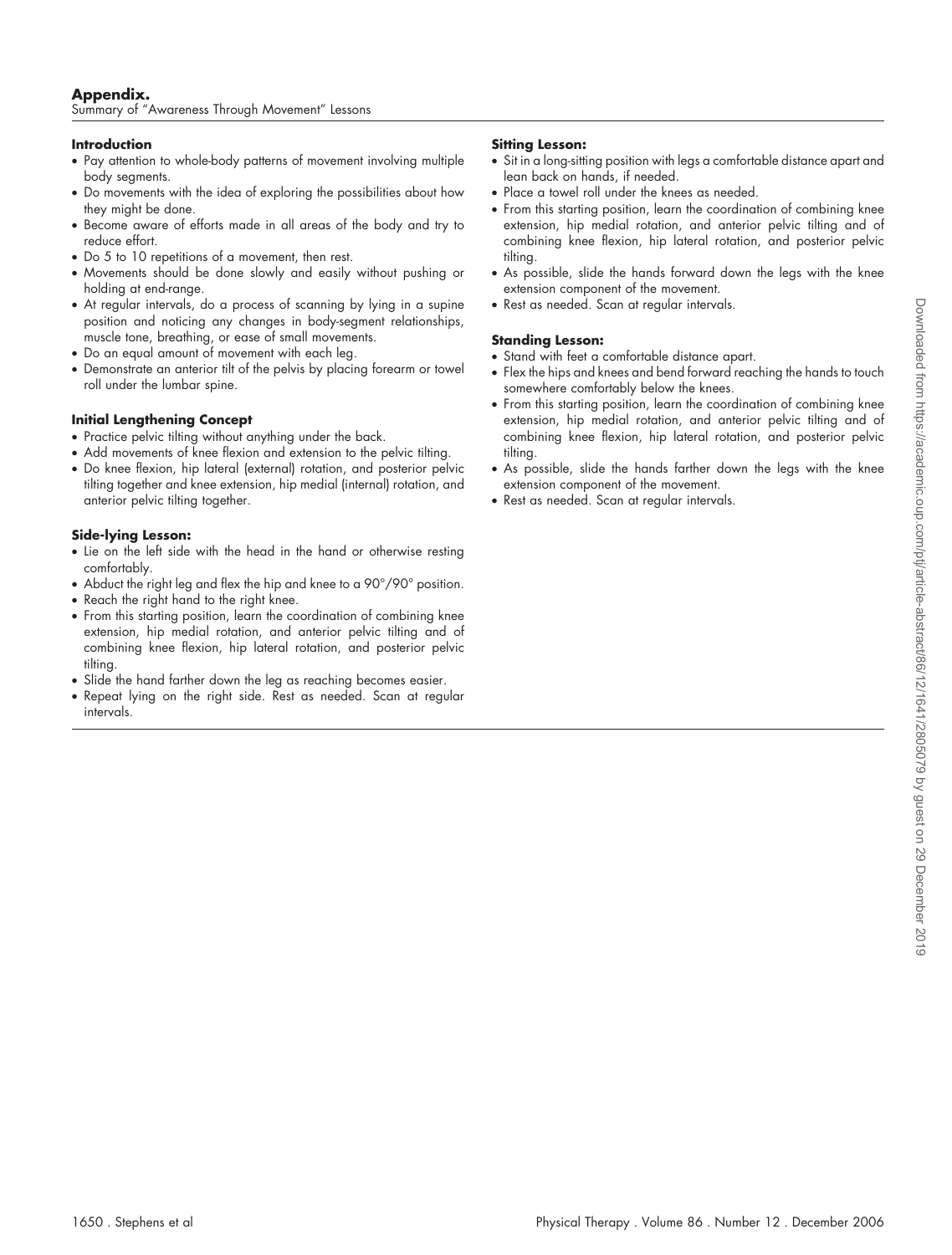## Appendix.

Summary of "Awareness Through Movement" Lessons

### Introduction

- Pay attention to whole-body patterns of movement involving multiple body segments.
- Do movements with the idea of exploring the possibilities about how they might be done.
- Become aware of efforts made in all areas of the body and try to reduce effort.
- Do 5 to 10 repetitions of a movement, then rest.
- Movements should be done slowly and easily without pushing or holding at end-range.
- At regular intervals, do a process of scanning by lying in a supine position and noticing any changes in body-segment relationships, muscle tone, breathing, or ease of small movements.
- Do an equal amount of movement with each leg.
- Demonstrate an anterior tilt of the pelvis by placing forearm or towel roll under the lumbar spine.

### Initial Lengthening Concept

- Practice pelvic tilting without anything under the back.
- Add movements of knee flexion and extension to the pelvic tilting.
- Do knee flexion, hip lateral (external) rotation, and posterior pelvic tilting together and knee extension, hip medial (internal) rotation, and anterior pelvic tilting together.

### Side-lying Lesson:

- Lie on the left side with the head in the hand or otherwise resting comfortably.
- Abduct the right leg and flex the hip and knee to a 90°/90° position.
- Reach the right hand to the right knee.
- From this starting position, learn the coordination of combining knee extension, hip medial rotation, and anterior pelvic tilting and of combining knee flexion, hip lateral rotation, and posterior pelvic tilting.
- Slide the hand farther down the leg as reaching becomes easier.
- Repeat lying on the right side. Rest as needed. Scan at regular intervals.

### Sitting Lesson:

- Sit in a long-sitting position with legs a comfortable distance apart and lean back on hands, if needed.
- Place a towel roll under the knees as needed.
- From this starting position, learn the coordination of combining knee extension, hip medial rotation, and anterior pelvic tilting and of combining knee flexion, hip lateral rotation, and posterior pelvic tilting.
- As possible, slide the hands forward down the legs with the knee extension component of the movement.
- Rest as needed. Scan at regular intervals.

### Standing Lesson:

- Stand with feet a comfortable distance apart.
- Flex the hips and knees and bend forward reaching the hands to touch somewhere comfortably below the knees.
- From this starting position, learn the coordination of combining knee extension, hip medial rotation, and anterior pelvic tilting and of combining knee flexion, hip lateral rotation, and posterior pelvic tilting.
- As possible, slide the hands farther down the legs with the knee extension component of the movement.
- Rest as needed. Scan at regular intervals.